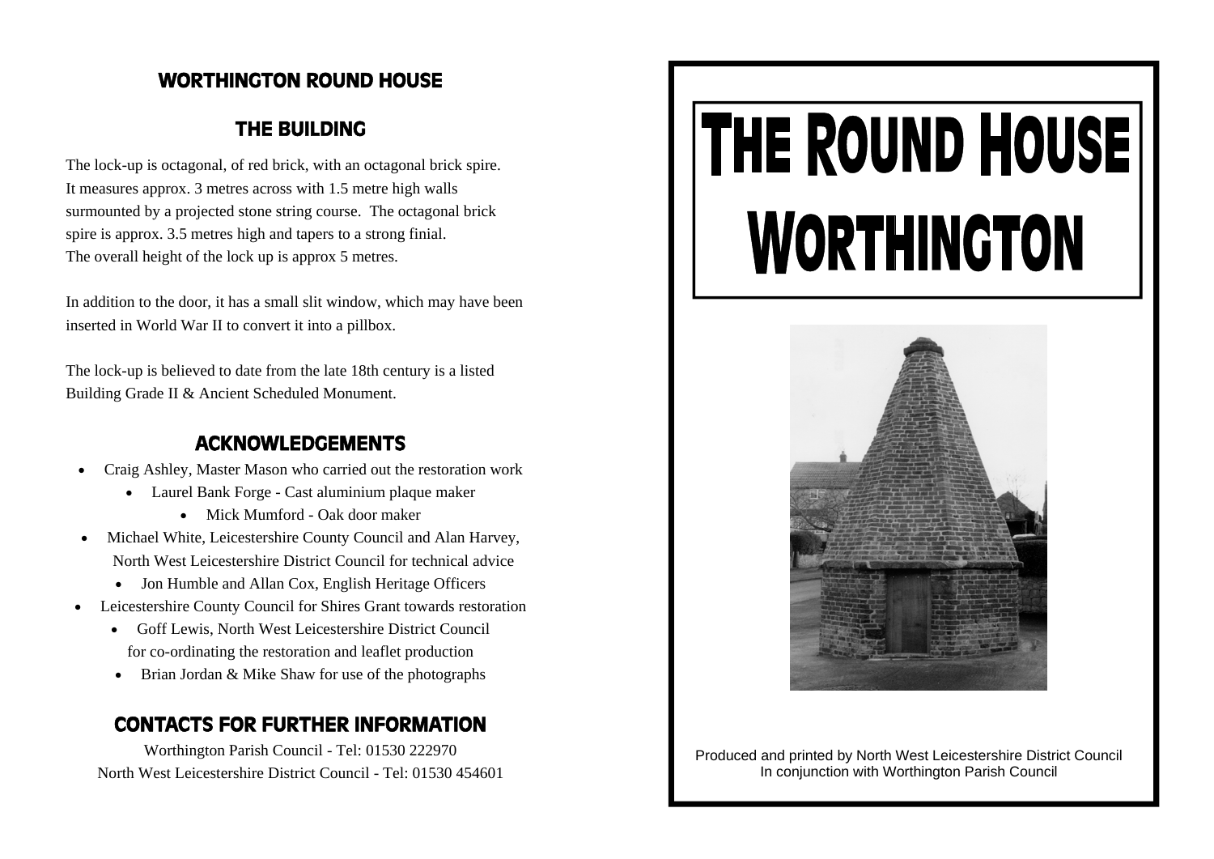# WORTHINGTON ROUND HOUSE

## THE BUILDING

The lock-up is octagonal, of red brick, with an octagonal brick spire. It measures approx. 3 metres across with 1.5 metre high walls surmounted by a projected stone string course. The octagonal brick spire is approx. 3.5 metres high and tapers to a strong finial. The overall height of the lock up is approx 5 metres.

In addition to the door, it has a small slit window, which may have been inserted in World War II to convert it into a pillbox.

The lock-up is believed to date from the late 18th century is a listed Building Grade II & Ancient Scheduled Monument.

## ACKNOWLEDGEMENTS

- Craig Ashley, Master Mason who carried out the restoration work
- Laurel Bank Forge - Cast aluminium plaque maker
- Mick Mumford - Oak door maker
- Michael White, Leicestershire County Council and Alan Harvey, North West Leicestershire District Council for technical advice
- Jon Humble and Allan Cox, English Heritage Officers
- Leicestershire County Council for Shires Grant towards restoration
- Goff Lewis, North West Leicestershire District Council for co-ordinating the restoration and leaflet production
- Brian Jordan & Mike Shaw for use of the photographs

## CONTACTS FOR FURTHER INFORMATION

Worthington Parish Council - Tel: 01530 222970
North West Leicestershire District Council - Tel: 01530 454601

# THE ROUND HOUSE WORTHINGTON

Produced and printed by North West Leicestershire District Council
In conjunction with Worthington Parish Council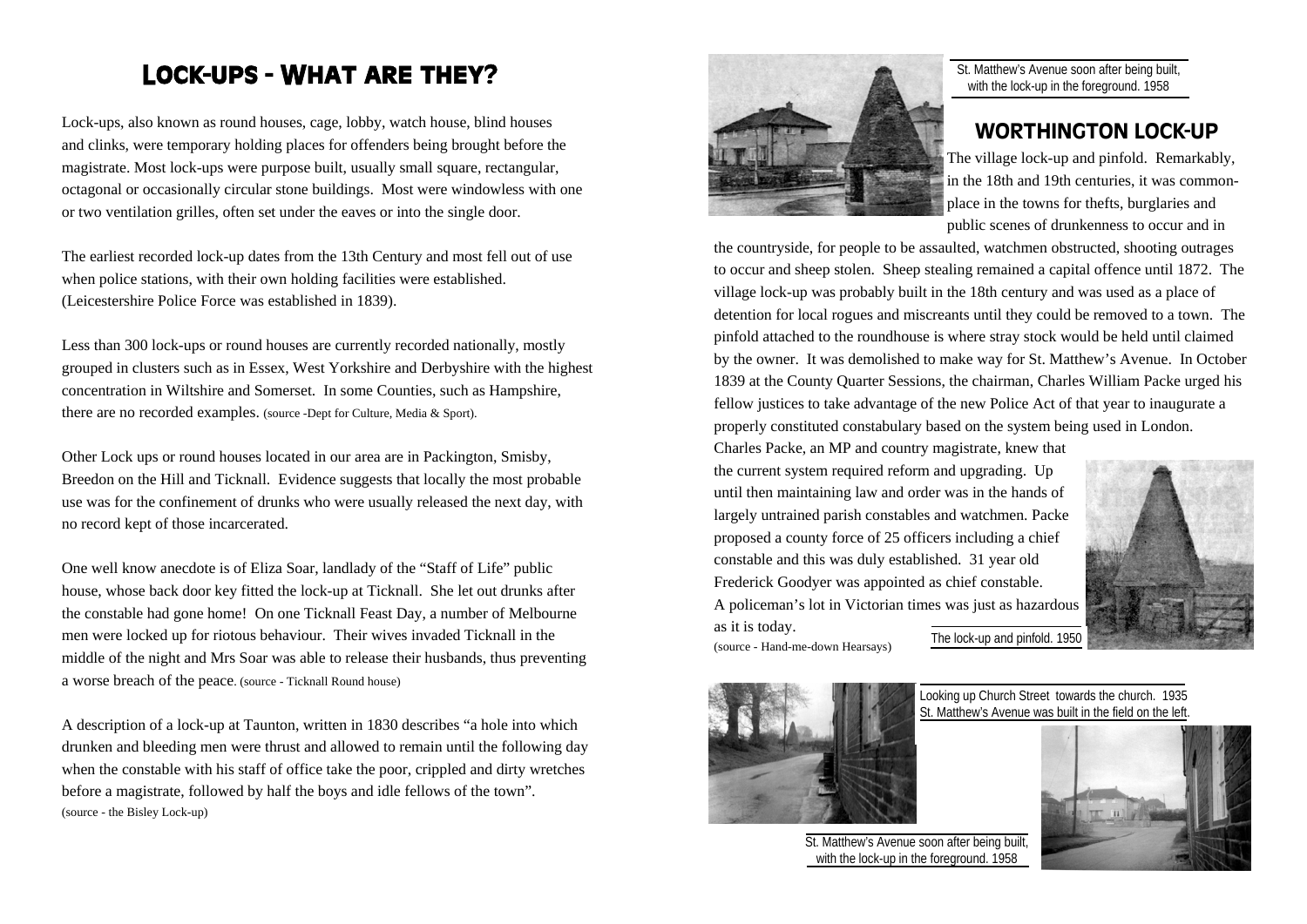# Lock-ups - What are they?

Lock-ups, also known as round houses, cage, lobby, watch house, blind houses and clinks, were temporary holding places for offenders being brought before the magistrate. Most lock-ups were purpose built, usually small square, rectangular, octagonal or occasionally circular stone buildings. Most were windowless with one or two ventilation grilles, often set under the eaves or into the single door.

The earliest recorded lock-up dates from the 13th Century and most fell out of use when police stations, with their own holding facilities were established. (Leicestershire Police Force was established in 1839).

Less than 300 lock-ups or round houses are currently recorded nationally, mostly grouped in clusters such as in Essex, West Yorkshire and Derbyshire with the highest concentration in Wiltshire and Somerset. In some Counties, such as Hampshire, there are no recorded examples. (source -Dept for Culture, Media & Sport).

Other Lock ups or round houses located in our area are in Packington, Smisby, Breedon on the Hill and Ticknall. Evidence suggests that locally the most probable use was for the confinement of drunks who were usually released the next day, with no record kept of those incarcerated.

One well know anecdote is of Eliza Soar, landlady of the "Staff of Life" public house, whose back door key fitted the lock-up at Ticknall. She let out drunks after the constable had gone home! On one Ticknall Feast Day, a number of Melbourne men were locked up for riotous behaviour. Their wives invaded Ticknall in the middle of the night and Mrs Soar was able to release their husbands, thus preventing a worse breach of the peace. (source - Ticknall Round house)

A description of a lock-up at Taunton, written in 1830 describes "a hole into which drunken and bleeding men were thrust and allowed to remain until the following day when the constable with his staff of office take the poor, crippled and dirty wretches before a magistrate, followed by half the boys and idle fellows of the town". (source - the Bisley Lock-up)

St. Matthew's Avenue soon after being built, with the lock-up in the foreground. 1958

## Worthington Lock-up

The village lock-up and pinfold. Remarkably, in the 18th and 19th centuries, it was commonplace in the towns for thefts, burglaries and public scenes of drunkenness to occur and in the countryside, for people to be assaulted, watchmen obstructed, shooting outrages to occur and sheep stolen. Sheep stealing remained a capital offence until 1872. The village lock-up was probably built in the 18th century and was used as a place of detention for local rogues and miscreants until they could be removed to a town. The pinfold attached to the roundhouse is where stray stock would be held until claimed by the owner. It was demolished to make way for St. Matthew's Avenue. In October 1839 at the County Quarter Sessions, the chairman, Charles William Packe urged his fellow justices to take advantage of the new Police Act of that year to inaugurate a properly constituted constabulary based on the system being used in London. Charles Packe, an MP and country magistrate, knew that the current system required reform and upgrading. Up until then maintaining law and order was in the hands of largely untrained parish constables and watchmen. Packe proposed a county force of 25 officers including a chief constable and this was duly established. 31 year old Frederick Goodyer was appointed as chief constable. A policeman's lot in Victorian times was just as hazardous as it is today.
(source - Hand-me-down Hearsays)

The lock-up and pinfold. 1950

Looking up Church Street towards the church. 1935
St. Matthew's Avenue was built in the field on the left.

St. Matthew's Avenue soon after being built, with the lock-up in the foreground. 1958